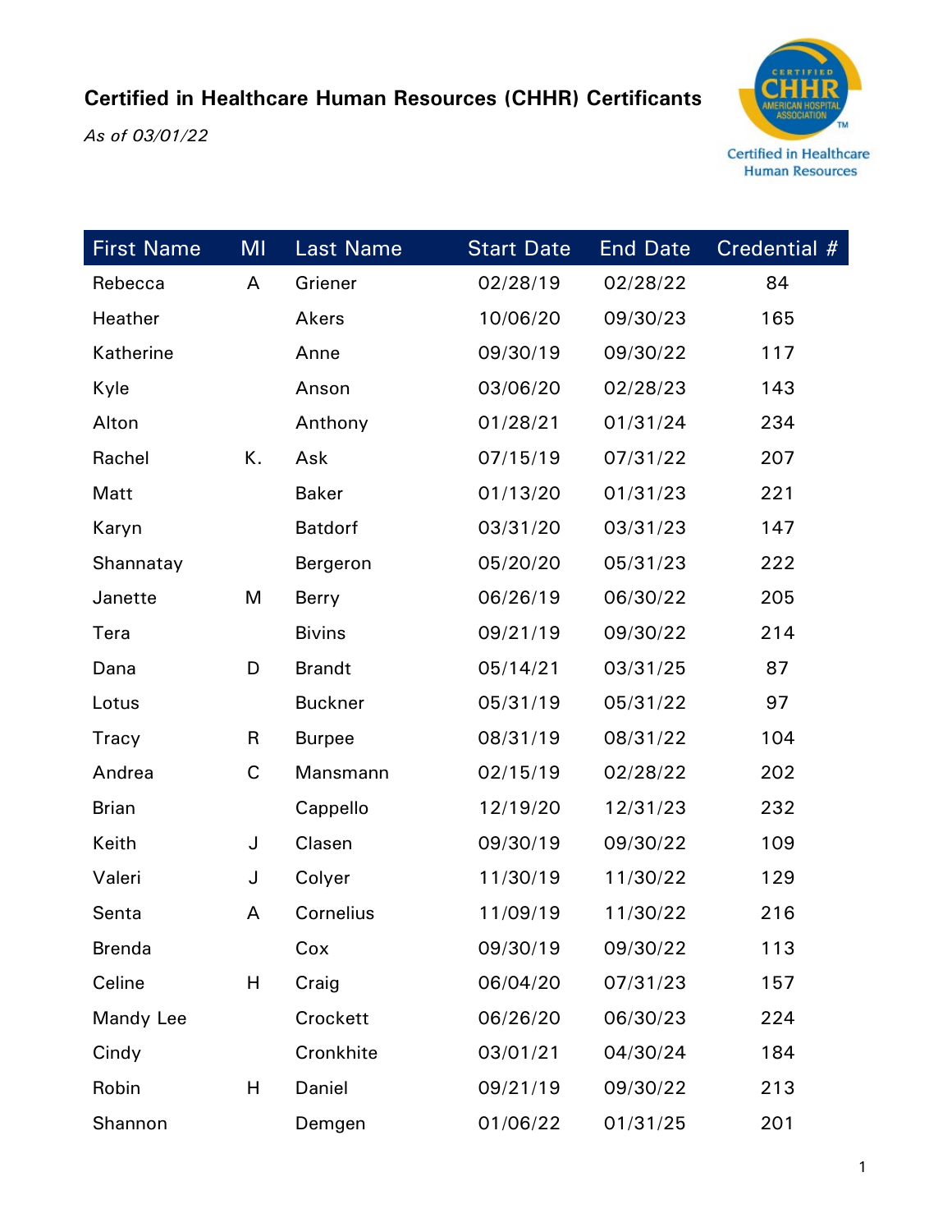## Certified in Healthcare Human Resources (CHHR) Certificants

*As of 03/01/22*

| First Name | MI | Last Name | Start Date | End Date | Credential # |
|---|---|---|---|---|---|
| Rebecca | A | Griener | 02/28/19 | 02/28/22 | 84 |
| Heather | | Akers | 10/06/20 | 09/30/23 | 165 |
| Katherine | | Anne | 09/30/19 | 09/30/22 | 117 |
| Kyle | | Anson | 03/06/20 | 02/28/23 | 143 |
| Alton | | Anthony | 01/28/21 | 01/31/24 | 234 |
| Rachel | K. | Ask | 07/15/19 | 07/31/22 | 207 |
| Matt | | Baker | 01/13/20 | 01/31/23 | 221 |
| Karyn | | Batdorf | 03/31/20 | 03/31/23 | 147 |
| Shannatay | | Bergeron | 05/20/20 | 05/31/23 | 222 |
| Janette | M | Berry | 06/26/19 | 06/30/22 | 205 |
| Tera | | Bivins | 09/21/19 | 09/30/22 | 214 |
| Dana | D | Brandt | 05/14/21 | 03/31/25 | 87 |
| Lotus | | Buckner | 05/31/19 | 05/31/22 | 97 |
| Tracy | R | Burpee | 08/31/19 | 08/31/22 | 104 |
| Andrea | C | Mansmann | 02/15/19 | 02/28/22 | 202 |
| Brian | | Cappello | 12/19/20 | 12/31/23 | 232 |
| Keith | J | Clasen | 09/30/19 | 09/30/22 | 109 |
| Valeri | J | Colyer | 11/30/19 | 11/30/22 | 129 |
| Senta | A | Cornelius | 11/09/19 | 11/30/22 | 216 |
| Brenda | | Cox | 09/30/19 | 09/30/22 | 113 |
| Celine | H | Craig | 06/04/20 | 07/31/23 | 157 |
| Mandy Lee | | Crockett | 06/26/20 | 06/30/23 | 224 |
| Cindy | | Cronkhite | 03/01/21 | 04/30/24 | 184 |
| Robin | H | Daniel | 09/21/19 | 09/30/22 | 213 |
| Shannon | | Demgen | 01/06/22 | 01/31/25 | 201 |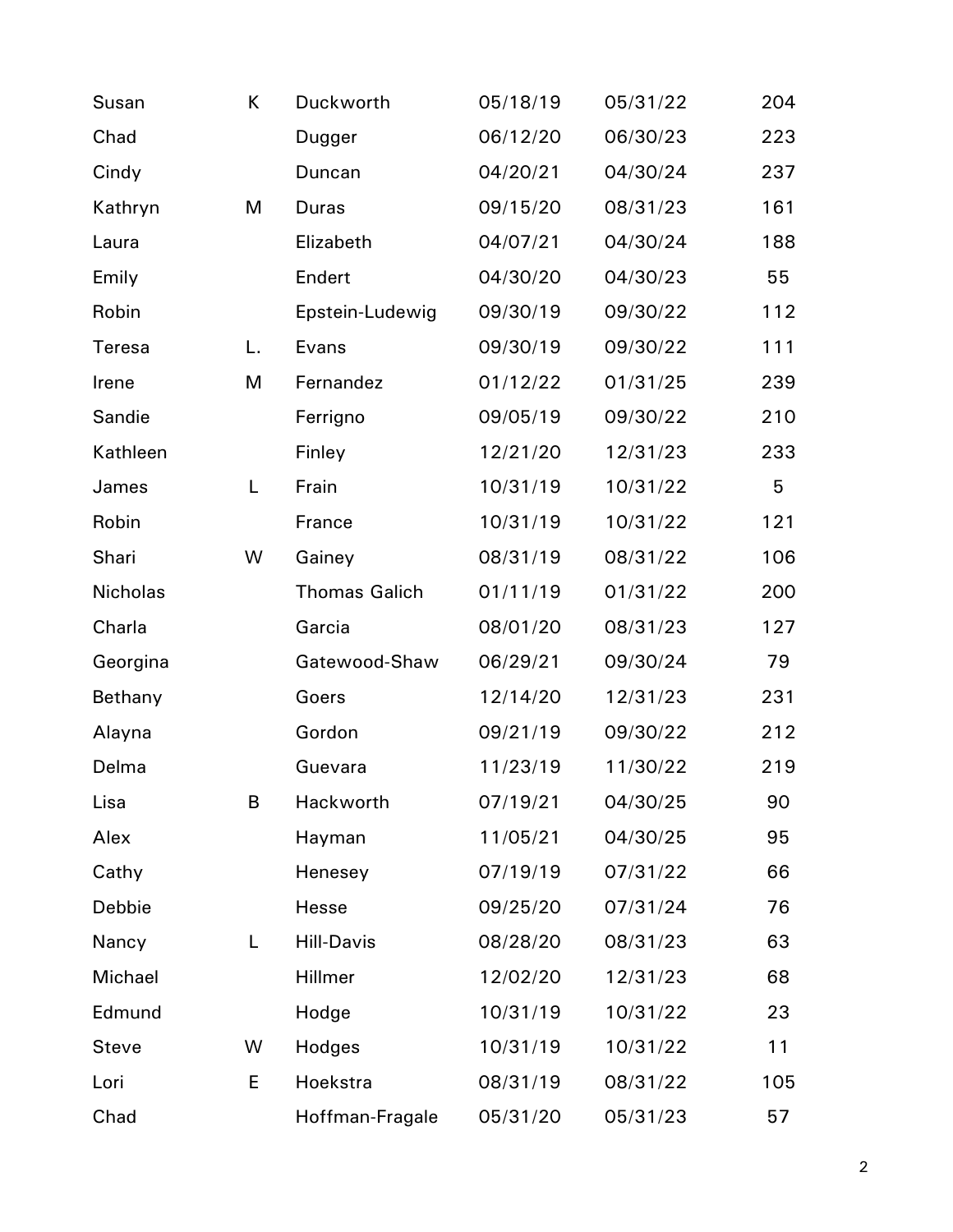| | | | | | |
|---|---|---|---|---|---|
| Susan | K | Duckworth | 05/18/19 | 05/31/22 | 204 |
| Chad | | Dugger | 06/12/20 | 06/30/23 | 223 |
| Cindy | | Duncan | 04/20/21 | 04/30/24 | 237 |
| Kathryn | M | Duras | 09/15/20 | 08/31/23 | 161 |
| Laura | | Elizabeth | 04/07/21 | 04/30/24 | 188 |
| Emily | | Endert | 04/30/20 | 04/30/23 | 55 |
| Robin | | Epstein-Ludewig | 09/30/19 | 09/30/22 | 112 |
| Teresa | L. | Evans | 09/30/19 | 09/30/22 | 111 |
| Irene | M | Fernandez | 01/12/22 | 01/31/25 | 239 |
| Sandie | | Ferrigno | 09/05/19 | 09/30/22 | 210 |
| Kathleen | | Finley | 12/21/20 | 12/31/23 | 233 |
| James | L | Frain | 10/31/19 | 10/31/22 | 5 |
| Robin | | France | 10/31/19 | 10/31/22 | 121 |
| Shari | W | Gainey | 08/31/19 | 08/31/22 | 106 |
| Nicholas | | Thomas Galich | 01/11/19 | 01/31/22 | 200 |
| Charla | | Garcia | 08/01/20 | 08/31/23 | 127 |
| Georgina | | Gatewood-Shaw | 06/29/21 | 09/30/24 | 79 |
| Bethany | | Goers | 12/14/20 | 12/31/23 | 231 |
| Alayna | | Gordon | 09/21/19 | 09/30/22 | 212 |
| Delma | | Guevara | 11/23/19 | 11/30/22 | 219 |
| Lisa | B | Hackworth | 07/19/21 | 04/30/25 | 90 |
| Alex | | Hayman | 11/05/21 | 04/30/25 | 95 |
| Cathy | | Henesey | 07/19/19 | 07/31/22 | 66 |
| Debbie | | Hesse | 09/25/20 | 07/31/24 | 76 |
| Nancy | L | Hill-Davis | 08/28/20 | 08/31/23 | 63 |
| Michael | | Hillmer | 12/02/20 | 12/31/23 | 68 |
| Edmund | | Hodge | 10/31/19 | 10/31/22 | 23 |
| Steve | W | Hodges | 10/31/19 | 10/31/22 | 11 |
| Lori | E | Hoekstra | 08/31/19 | 08/31/22 | 105 |
| Chad | | Hoffman-Fragale | 05/31/20 | 05/31/23 | 57 |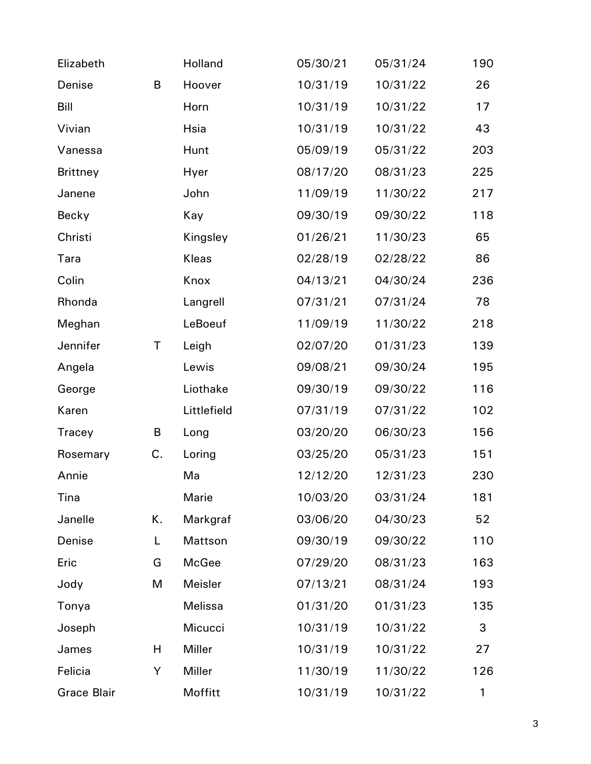| | | | | | |
|---|---|---|---|---|---|
| Elizabeth | | Holland | 05/30/21 | 05/31/24 | 190 |
| Denise | B | Hoover | 10/31/19 | 10/31/22 | 26 |
| Bill | | Horn | 10/31/19 | 10/31/22 | 17 |
| Vivian | | Hsia | 10/31/19 | 10/31/22 | 43 |
| Vanessa | | Hunt | 05/09/19 | 05/31/22 | 203 |
| Brittney | | Hyer | 08/17/20 | 08/31/23 | 225 |
| Janene | | John | 11/09/19 | 11/30/22 | 217 |
| Becky | | Kay | 09/30/19 | 09/30/22 | 118 |
| Christi | | Kingsley | 01/26/21 | 11/30/23 | 65 |
| Tara | | Kleas | 02/28/19 | 02/28/22 | 86 |
| Colin | | Knox | 04/13/21 | 04/30/24 | 236 |
| Rhonda | | Langrell | 07/31/21 | 07/31/24 | 78 |
| Meghan | | LeBoeuf | 11/09/19 | 11/30/22 | 218 |
| Jennifer | T | Leigh | 02/07/20 | 01/31/23 | 139 |
| Angela | | Lewis | 09/08/21 | 09/30/24 | 195 |
| George | | Liothake | 09/30/19 | 09/30/22 | 116 |
| Karen | | Littlefield | 07/31/19 | 07/31/22 | 102 |
| Tracey | B | Long | 03/20/20 | 06/30/23 | 156 |
| Rosemary | C. | Loring | 03/25/20 | 05/31/23 | 151 |
| Annie | | Ma | 12/12/20 | 12/31/23 | 230 |
| Tina | | Marie | 10/03/20 | 03/31/24 | 181 |
| Janelle | K. | Markgraf | 03/06/20 | 04/30/23 | 52 |
| Denise | L | Mattson | 09/30/19 | 09/30/22 | 110 |
| Eric | G | McGee | 07/29/20 | 08/31/23 | 163 |
| Jody | M | Meisler | 07/13/21 | 08/31/24 | 193 |
| Tonya | | Melissa | 01/31/20 | 01/31/23 | 135 |
| Joseph | | Micucci | 10/31/19 | 10/31/22 | 3 |
| James | H | Miller | 10/31/19 | 10/31/22 | 27 |
| Felicia | Y | Miller | 11/30/19 | 11/30/22 | 126 |
| Grace Blair | | Moffitt | 10/31/19 | 10/31/22 | 1 |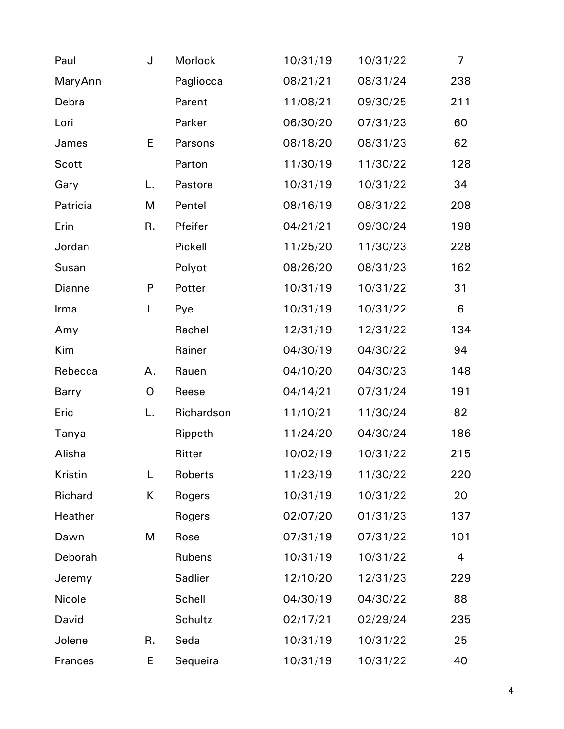| | | | | | |
|---|---|---|---|---|---|
| Paul | J | Morlock | 10/31/19 | 10/31/22 | 7 |
| MaryAnn | | Pagliocca | 08/21/21 | 08/31/24 | 238 |
| Debra | | Parent | 11/08/21 | 09/30/25 | 211 |
| Lori | | Parker | 06/30/20 | 07/31/23 | 60 |
| James | E | Parsons | 08/18/20 | 08/31/23 | 62 |
| Scott | | Parton | 11/30/19 | 11/30/22 | 128 |
| Gary | L. | Pastore | 10/31/19 | 10/31/22 | 34 |
| Patricia | M | Pentel | 08/16/19 | 08/31/22 | 208 |
| Erin | R. | Pfeifer | 04/21/21 | 09/30/24 | 198 |
| Jordan | | Pickell | 11/25/20 | 11/30/23 | 228 |
| Susan | | Polyot | 08/26/20 | 08/31/23 | 162 |
| Dianne | P | Potter | 10/31/19 | 10/31/22 | 31 |
| Irma | L | Pye | 10/31/19 | 10/31/22 | 6 |
| Amy | | Rachel | 12/31/19 | 12/31/22 | 134 |
| Kim | | Rainer | 04/30/19 | 04/30/22 | 94 |
| Rebecca | A. | Rauen | 04/10/20 | 04/30/23 | 148 |
| Barry | O | Reese | 04/14/21 | 07/31/24 | 191 |
| Eric | L. | Richardson | 11/10/21 | 11/30/24 | 82 |
| Tanya | | Rippeth | 11/24/20 | 04/30/24 | 186 |
| Alisha | | Ritter | 10/02/19 | 10/31/22 | 215 |
| Kristin | L | Roberts | 11/23/19 | 11/30/22 | 220 |
| Richard | K | Rogers | 10/31/19 | 10/31/22 | 20 |
| Heather | | Rogers | 02/07/20 | 01/31/23 | 137 |
| Dawn | M | Rose | 07/31/19 | 07/31/22 | 101 |
| Deborah | | Rubens | 10/31/19 | 10/31/22 | 4 |
| Jeremy | | Sadlier | 12/10/20 | 12/31/23 | 229 |
| Nicole | | Schell | 04/30/19 | 04/30/22 | 88 |
| David | | Schultz | 02/17/21 | 02/29/24 | 235 |
| Jolene | R. | Seda | 10/31/19 | 10/31/22 | 25 |
| Frances | E | Sequeira | 10/31/19 | 10/31/22 | 40 |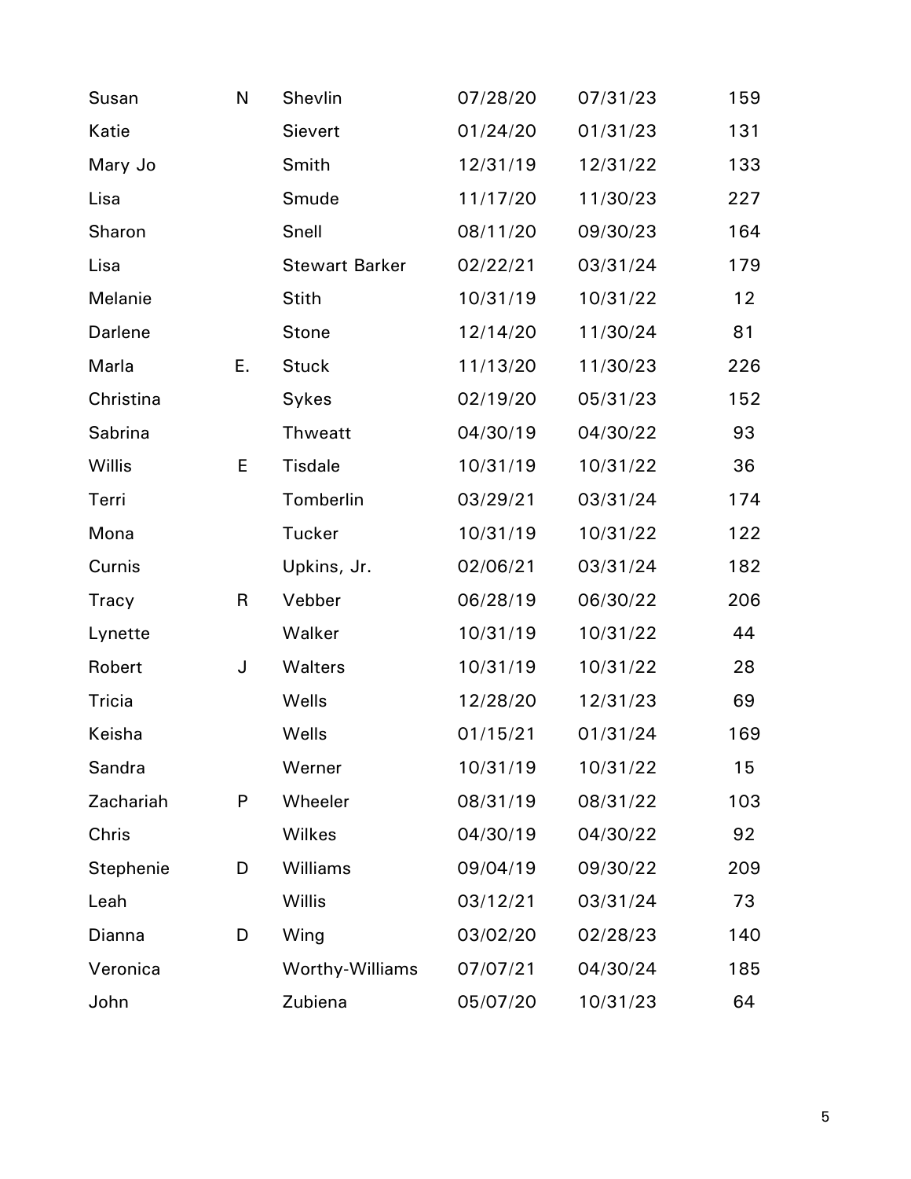| | | | | | |
|---|---|---|---|---|---|
| Susan | N | Shevlin | 07/28/20 | 07/31/23 | 159 |
| Katie | | Sievert | 01/24/20 | 01/31/23 | 131 |
| Mary Jo | | Smith | 12/31/19 | 12/31/22 | 133 |
| Lisa | | Smude | 11/17/20 | 11/30/23 | 227 |
| Sharon | | Snell | 08/11/20 | 09/30/23 | 164 |
| Lisa | | Stewart Barker | 02/22/21 | 03/31/24 | 179 |
| Melanie | | Stith | 10/31/19 | 10/31/22 | 12 |
| Darlene | | Stone | 12/14/20 | 11/30/24 | 81 |
| Marla | E. | Stuck | 11/13/20 | 11/30/23 | 226 |
| Christina | | Sykes | 02/19/20 | 05/31/23 | 152 |
| Sabrina | | Thweatt | 04/30/19 | 04/30/22 | 93 |
| Willis | E | Tisdale | 10/31/19 | 10/31/22 | 36 |
| Terri | | Tomberlin | 03/29/21 | 03/31/24 | 174 |
| Mona | | Tucker | 10/31/19 | 10/31/22 | 122 |
| Curnis | | Upkins, Jr. | 02/06/21 | 03/31/24 | 182 |
| Tracy | R | Vebber | 06/28/19 | 06/30/22 | 206 |
| Lynette | | Walker | 10/31/19 | 10/31/22 | 44 |
| Robert | J | Walters | 10/31/19 | 10/31/22 | 28 |
| Tricia | | Wells | 12/28/20 | 12/31/23 | 69 |
| Keisha | | Wells | 01/15/21 | 01/31/24 | 169 |
| Sandra | | Werner | 10/31/19 | 10/31/22 | 15 |
| Zachariah | P | Wheeler | 08/31/19 | 08/31/22 | 103 |
| Chris | | Wilkes | 04/30/19 | 04/30/22 | 92 |
| Stephenie | D | Williams | 09/04/19 | 09/30/22 | 209 |
| Leah | | Willis | 03/12/21 | 03/31/24 | 73 |
| Dianna | D | Wing | 03/02/20 | 02/28/23 | 140 |
| Veronica | | Worthy-Williams | 07/07/21 | 04/30/24 | 185 |
| John | | Zubiena | 05/07/20 | 10/31/23 | 64 |